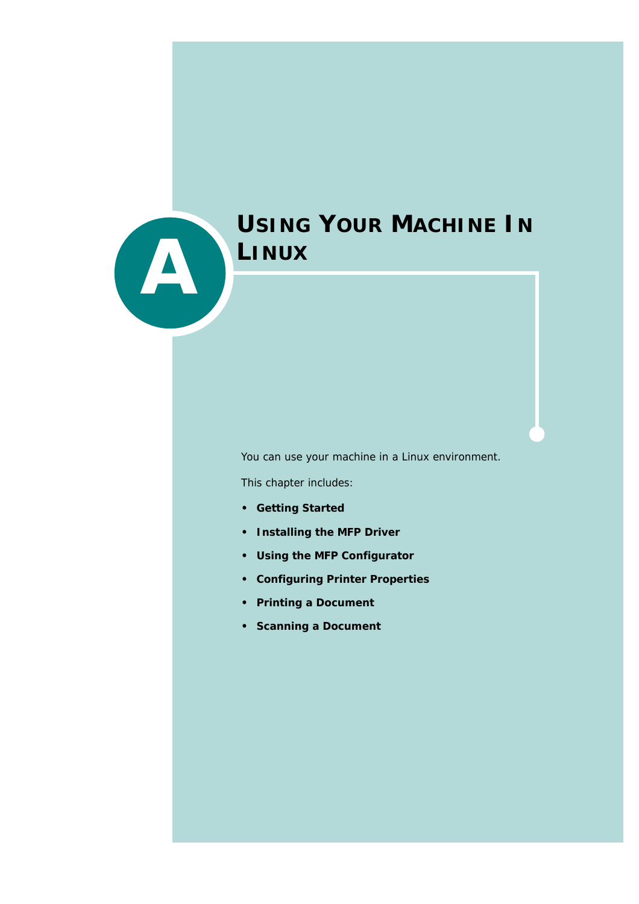# A Using Your Machine In Linux

You can use your machine in a Linux environment.

This chapter includes:

- **Getting Started**
- **Installing the MFP Driver**
- **Using the MFP Configurator**
- **Configuring Printer Properties**
- **Printing a Document**
- **Scanning a Document**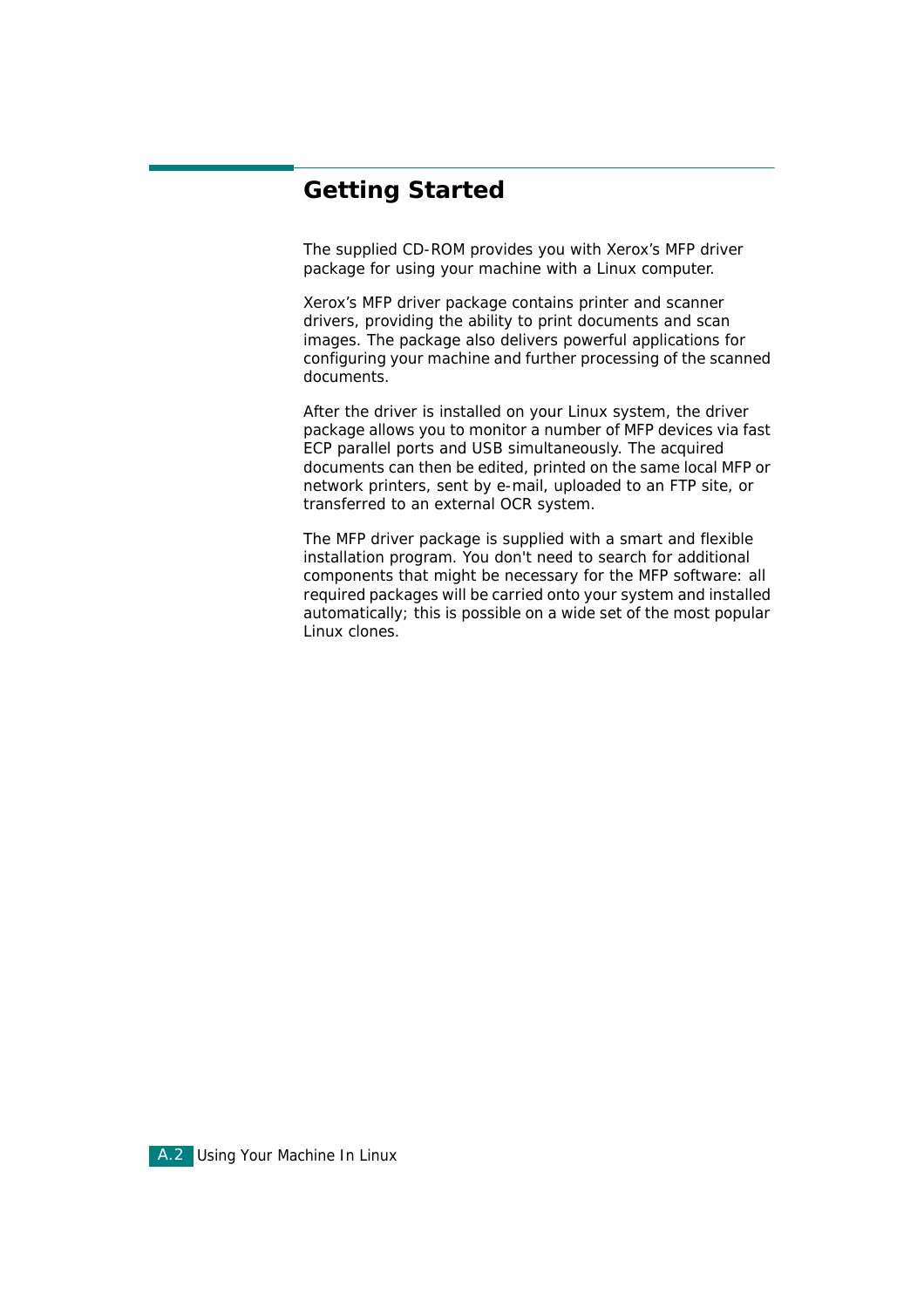## Getting Started

The supplied CD-ROM provides you with Xerox’s MFP driver package for using your machine with a Linux computer.

Xerox’s MFP driver package contains printer and scanner drivers, providing the ability to print documents and scan images. The package also delivers powerful applications for configuring your machine and further processing of the scanned documents.

After the driver is installed on your Linux system, the driver package allows you to monitor a number of MFP devices via fast ECP parallel ports and USB simultaneously. The acquired documents can then be edited, printed on the same local MFP or network printers, sent by e-mail, uploaded to an FTP site, or transferred to an external OCR system.

The MFP driver package is supplied with a smart and flexible installation program. You don't need to search for additional components that might be necessary for the MFP software: all required packages will be carried onto your system and installed automatically; this is possible on a wide set of the most popular Linux clones.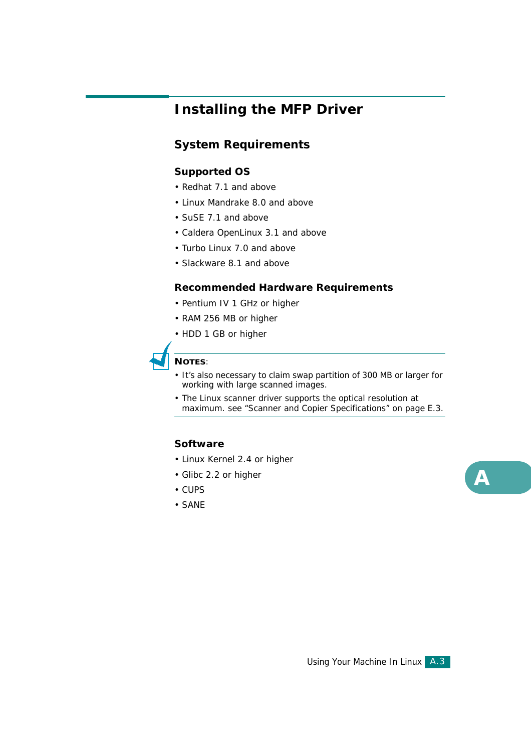# Installing the MFP Driver

## System Requirements

### Supported OS

- Redhat 7.1 and above
- Linux Mandrake 8.0 and above
- SuSE 7.1 and above
- Caldera OpenLinux 3.1 and above
- Turbo Linux 7.0 and above
- Slackware 8.1 and above

### Recommended Hardware Requirements

- Pentium IV 1 GHz or higher
- RAM 256 MB or higher
- HDD 1 GB or higher

**NOTES**:

- It's also necessary to claim swap partition of 300 MB or larger for working with large scanned images.
- The Linux scanner driver supports the optical resolution at maximum. see "Scanner and Copier Specifications" on page E.3.

### Software

- Linux Kernel 2.4 or higher
- Glibc 2.2 or higher
- CUPS
- SANE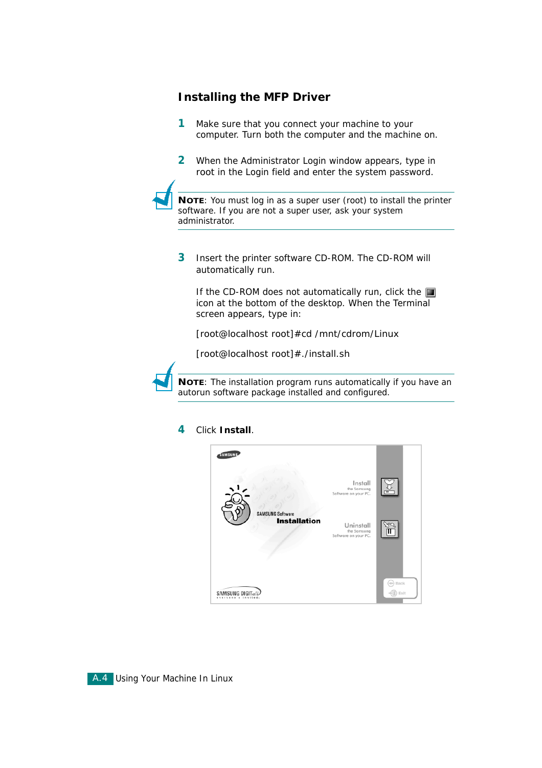## Installing the MFP Driver

1. Make sure that you connect your machine to your computer. Turn both the computer and the machine on.

2. When the Administrator Login window appears, type in root in the Login field and enter the system password.

**NOTE**: You must log in as a super user (root) to install the printer software. If you are not a super user, ask your system administrator.

3. Insert the printer software CD-ROM. The CD-ROM will automatically run.

   If the CD-ROM does not automatically run, click the icon at the bottom of the desktop. When the Terminal screen appears, type in:

   [root@localhost root]#cd /mnt/cdrom/Linux

   [root@localhost root]#./install.sh

**NOTE**: The installation program runs automatically if you have an autorun software package installed and configured.

4. Click **Install**.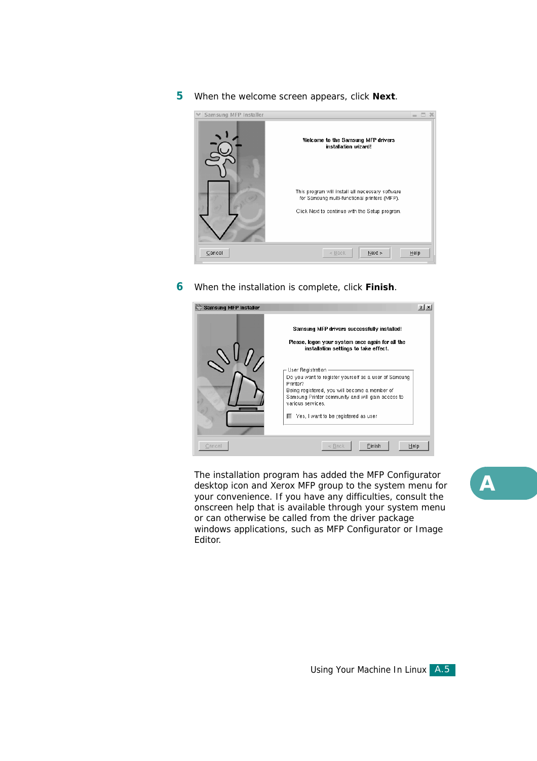5 When the welcome screen appears, click **Next**.

6 When the installation is complete, click **Finish**.

The installation program has added the MFP Configurator desktop icon and Xerox MFP group to the system menu for your convenience. If you have any difficulties, consult the onscreen help that is available through your system menu or can otherwise be called from the driver package windows applications, such as MFP Configurator or Image Editor.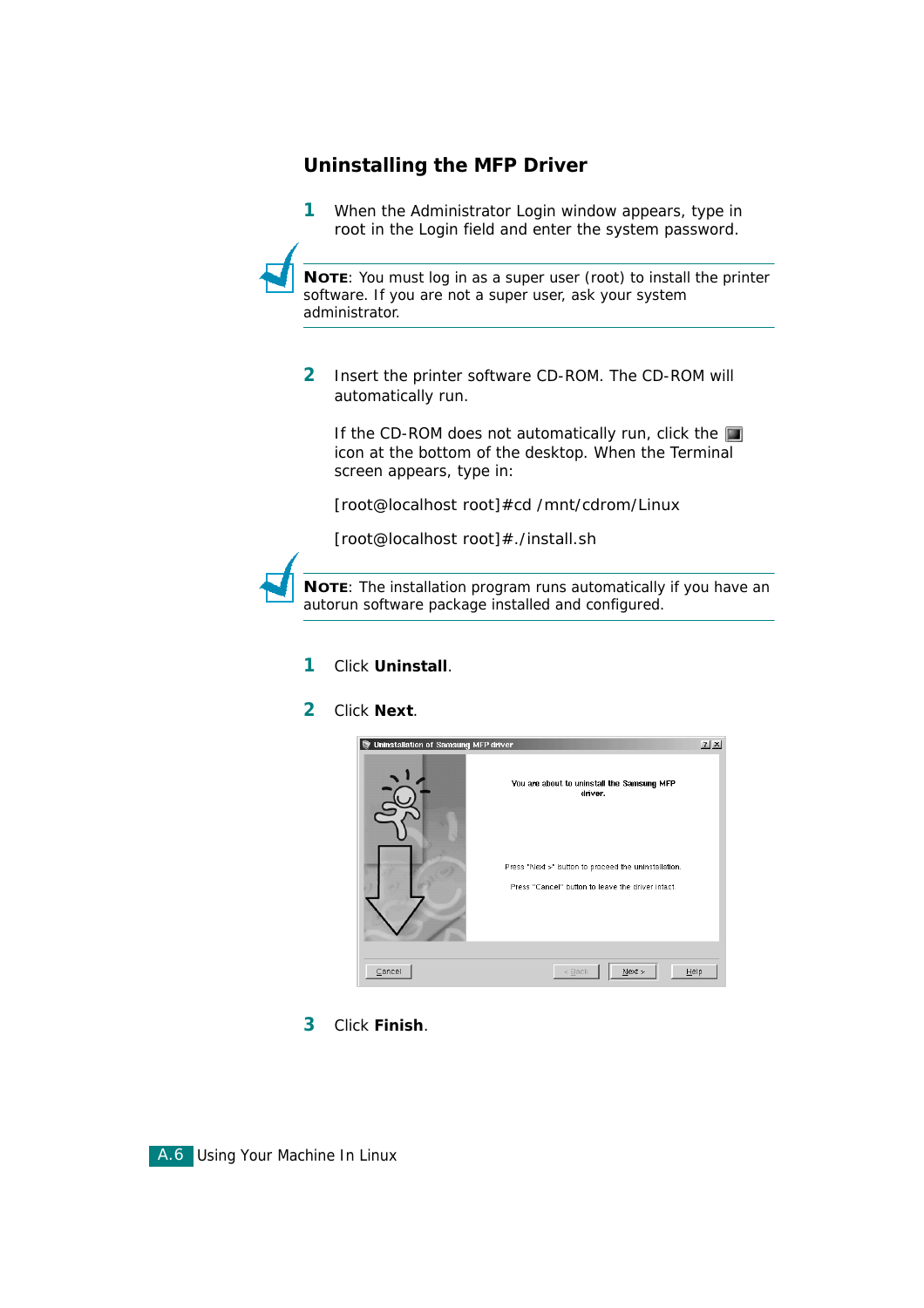## Uninstalling the MFP Driver

1 When the Administrator Login window appears, type in root in the Login field and enter the system password.

> **NOTE**: You must log in as a super user (root) to install the printer software. If you are not a super user, ask your system administrator.

2 Insert the printer software CD-ROM. The CD-ROM will automatically run.

   If the CD-ROM does not automatically run, click the icon at the bottom of the desktop. When the Terminal screen appears, type in:

   [root@localhost root]#cd /mnt/cdrom/Linux

   [root@localhost root]#./install.sh

> **NOTE**: The installation program runs automatically if you have an autorun software package installed and configured.

1 Click **Uninstall**.

2 Click **Next**.

3 Click **Finish**.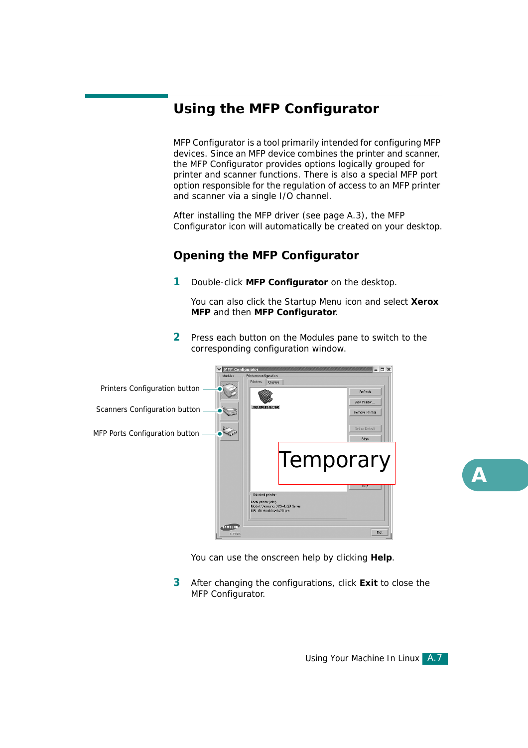# Using the MFP Configurator

MFP Configurator is a tool primarily intended for configuring MFP devices. Since an MFP device combines the printer and scanner, the MFP Configurator provides options logically grouped for printer and scanner functions. There is also a special MFP port option responsible for the regulation of access to an MFP printer and scanner via a single I/O channel.

After installing the MFP driver (see page A.3), the MFP Configurator icon will automatically be created on your desktop.

## Opening the MFP Configurator

**1** Double-click **MFP Configurator** on the desktop.

You can also click the Startup Menu icon and select **Xerox MFP** and then **MFP Configurator**.

**2** Press each button on the Modules pane to switch to the corresponding configuration window.

Printers Configuration button

Scanners Configuration button

MFP Ports Configuration button

You can use the onscreen help by clicking **Help**.

**3** After changing the configurations, click **Exit** to close the MFP Configurator.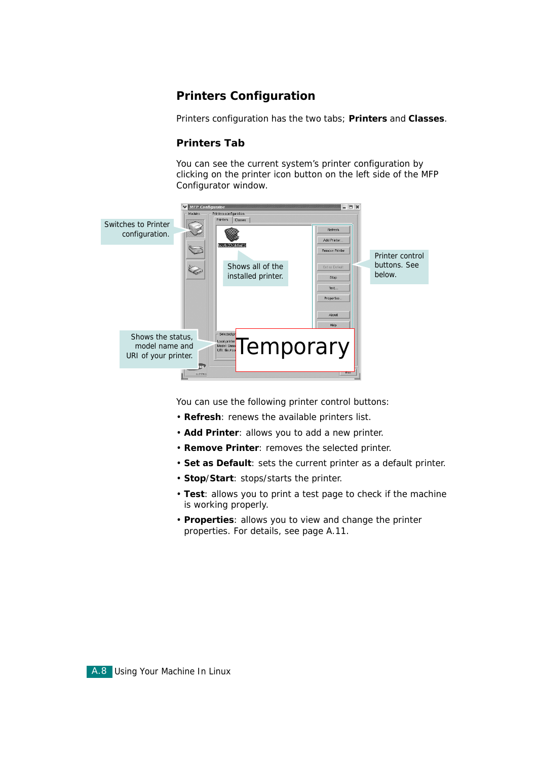## Printers Configuration

Printers configuration has the two tabs; **Printers** and **Classes**.

### Printers Tab

You can see the current system's printer configuration by clicking on the printer icon button on the left side of the MFP Configurator window.

Switches to Printer configuration.

Shows all of the installed printer.

Printer control buttons. See below.

Shows the status, model name and URI of your printer.

Temporary

You can use the following printer control buttons:

- **Refresh**: renews the available printers list.
- **Add Printer**: allows you to add a new printer.
- **Remove Printer**: removes the selected printer.
- **Set as Default**: sets the current printer as a default printer.
- **Stop**/**Start**: stops/starts the printer.
- **Test**: allows you to print a test page to check if the machine is working properly.
- **Properties**: allows you to view and change the printer properties. For details, see page A.11.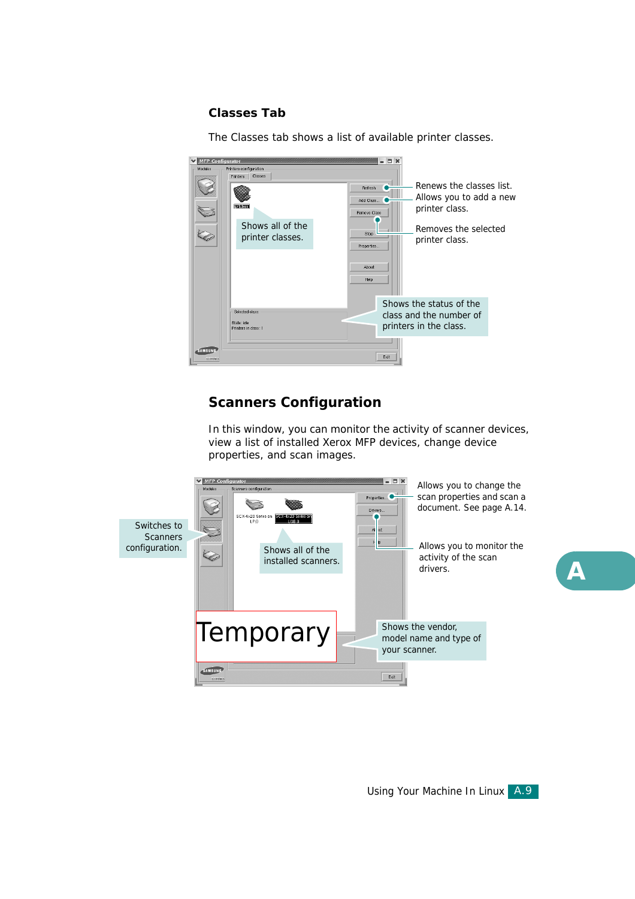## Classes Tab

The Classes tab shows a list of available printer classes.

Renews the classes list.

Allows you to add a new printer class.

Removes the selected printer class.

Shows all of the printer classes.

Shows the status of the class and the number of printers in the class.

## Scanners Configuration

In this window, you can monitor the activity of scanner devices, view a list of installed Xerox MFP devices, change device properties, and scan images.

Switches to Scanners configuration.

Shows all of the installed scanners.

Allows you to change the scan properties and scan a document. See page A.14.

Allows you to monitor the activity of the scan drivers.

Temporary

Shows the vendor, model name and type of your scanner.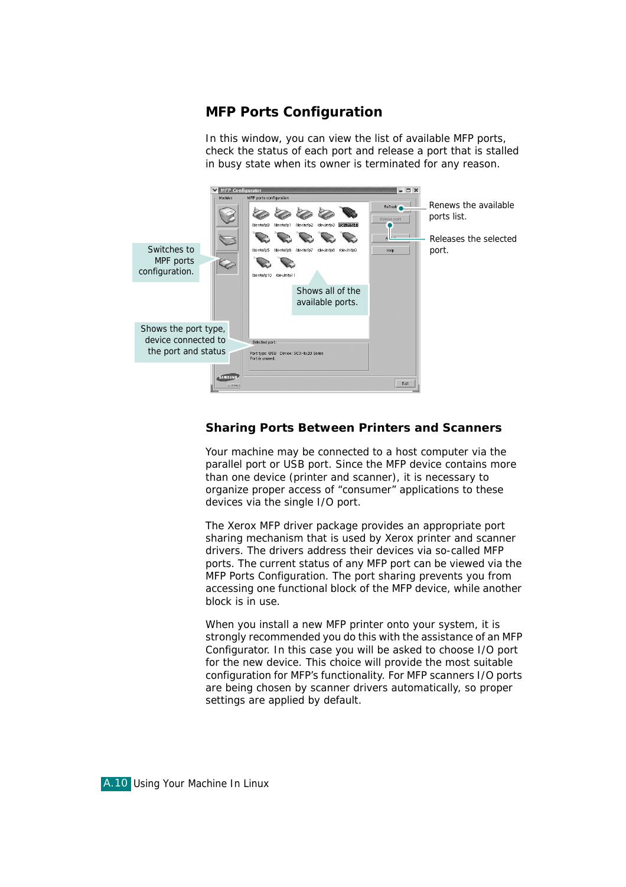## MFP Ports Configuration

In this window, you can view the list of available MFP ports, check the status of each port and release a port that is stalled in busy state when its owner is terminated for any reason.

Switches to MPF ports configuration.

Shows the port type, device connected to the port and status

Shows all of the available ports.

Renews the available ports list.

Releases the selected port.

### Sharing Ports Between Printers and Scanners

Your machine may be connected to a host computer via the parallel port or USB port. Since the MFP device contains more than one device (printer and scanner), it is necessary to organize proper access of “consumer” applications to these devices via the single I/O port.

The Xerox MFP driver package provides an appropriate port sharing mechanism that is used by Xerox printer and scanner drivers. The drivers address their devices via so-called MFP ports. The current status of any MFP port can be viewed via the MFP Ports Configuration. The port sharing prevents you from accessing one functional block of the MFP device, while another block is in use.

When you install a new MFP printer onto your system, it is strongly recommended you do this with the assistance of an MFP Configurator. In this case you will be asked to choose I/O port for the new device. This choice will provide the most suitable configuration for MFP’s functionality. For MFP scanners I/O ports are being chosen by scanner drivers automatically, so proper settings are applied by default.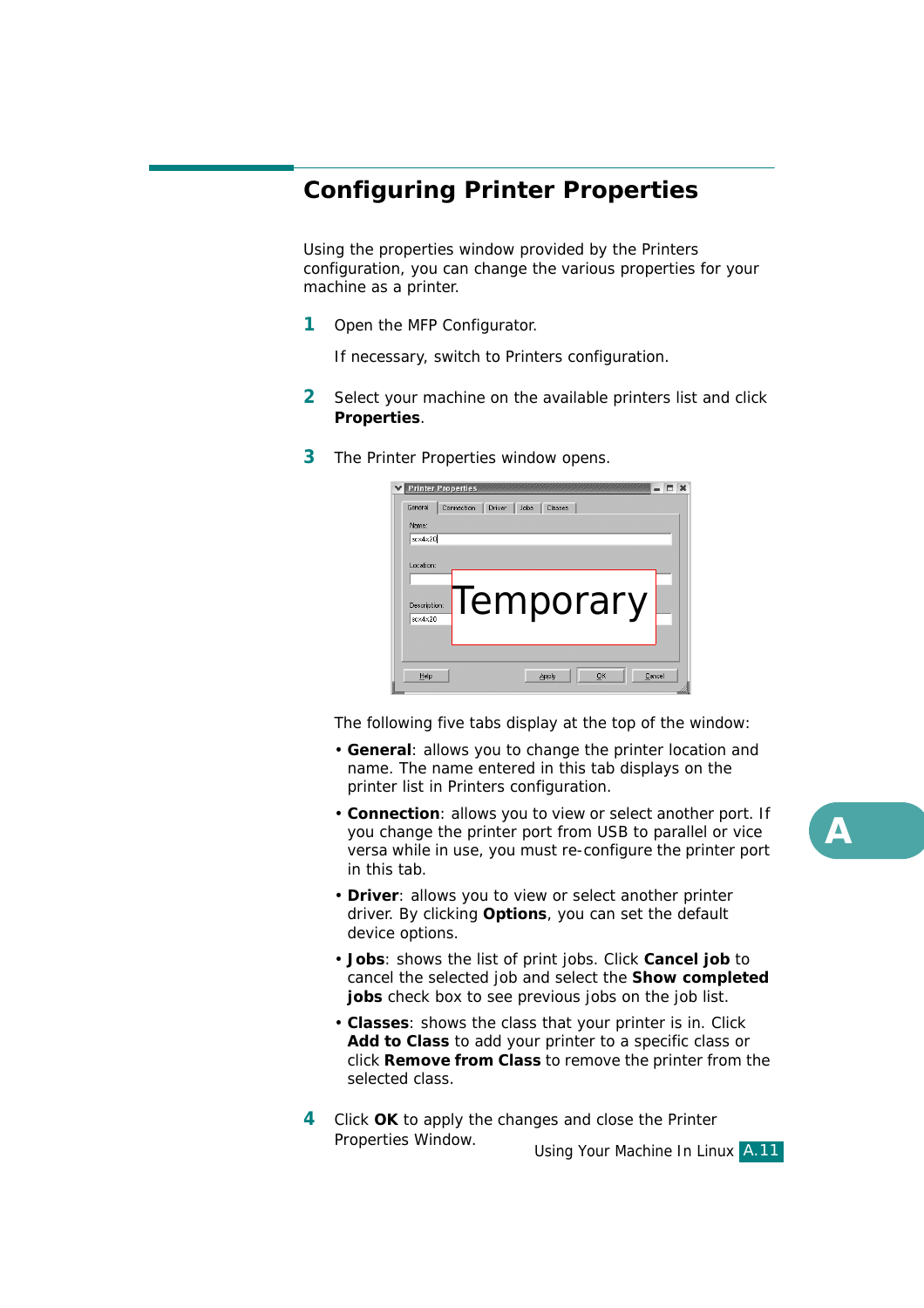## Configuring Printer Properties

Using the properties window provided by the Printers configuration, you can change the various properties for your machine as a printer.

1. Open the MFP Configurator.

   If necessary, switch to Printers configuration.

2. Select your machine on the available printers list and click **Properties**.

3. The Printer Properties window opens.

   The following five tabs display at the top of the window:

   - **General**: allows you to change the printer location and name. The name entered in this tab displays on the printer list in Printers configuration.
   - **Connection**: allows you to view or select another port. If you change the printer port from USB to parallel or vice versa while in use, you must re-configure the printer port in this tab.
   - **Driver**: allows you to view or select another printer driver. By clicking **Options**, you can set the default device options.
   - **Jobs**: shows the list of print jobs. Click **Cancel job** to cancel the selected job and select the **Show completed jobs** check box to see previous jobs on the job list.
   - **Classes**: shows the class that your printer is in. Click **Add to Class** to add your printer to a specific class or click **Remove from Class** to remove the printer from the selected class.

4. Click **OK** to apply the changes and close the Printer Properties Window.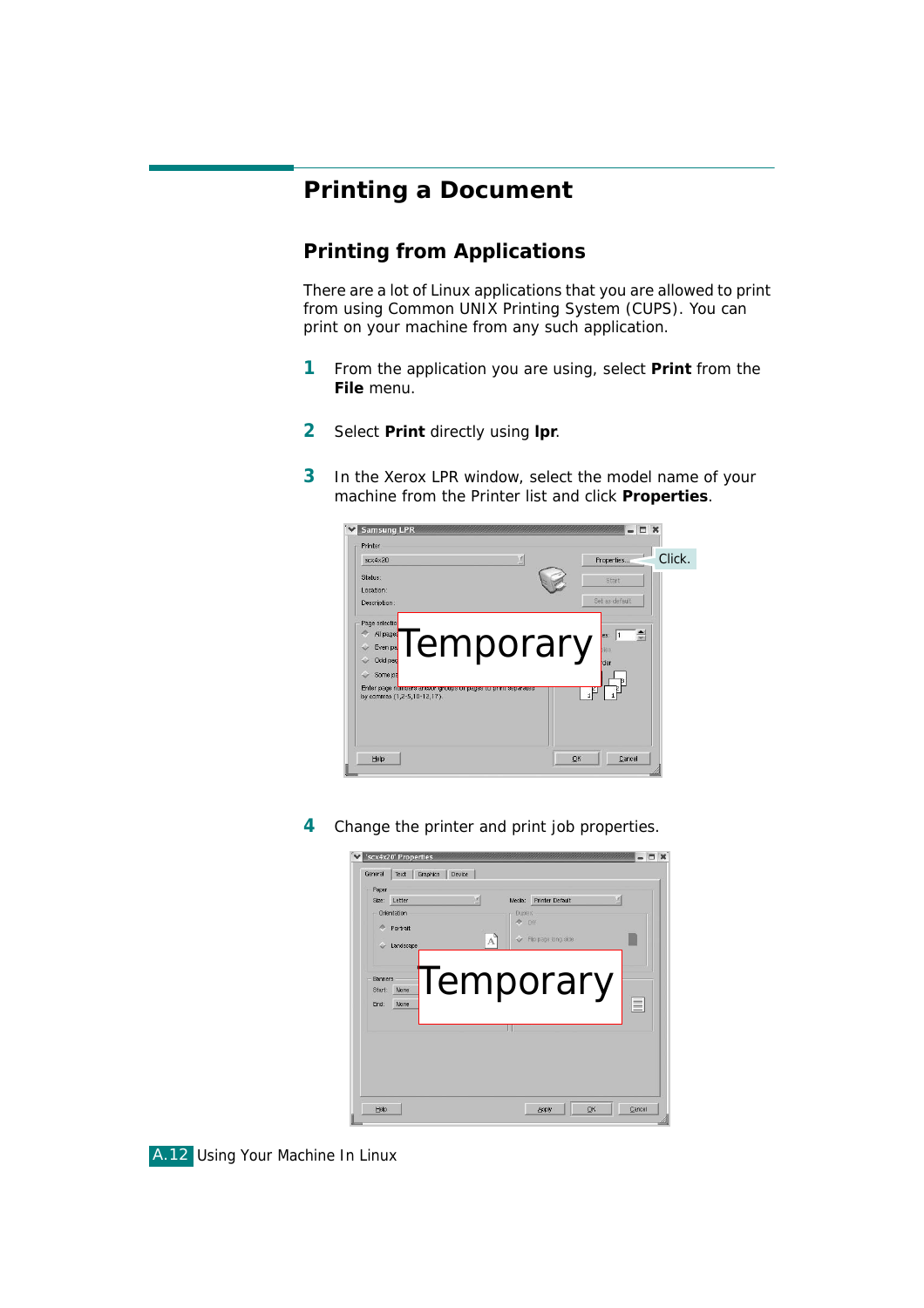# Printing a Document

## Printing from Applications

There are a lot of Linux applications that you are allowed to print from using Common UNIX Printing System (CUPS). You can print on your machine from any such application.

1. From the application you are using, select **Print** from the **File** menu.

2. Select **Print** directly using **lpr**.

3. In the Xerox LPR window, select the model name of your machine from the Printer list and click **Properties**.

4. Change the printer and print job properties.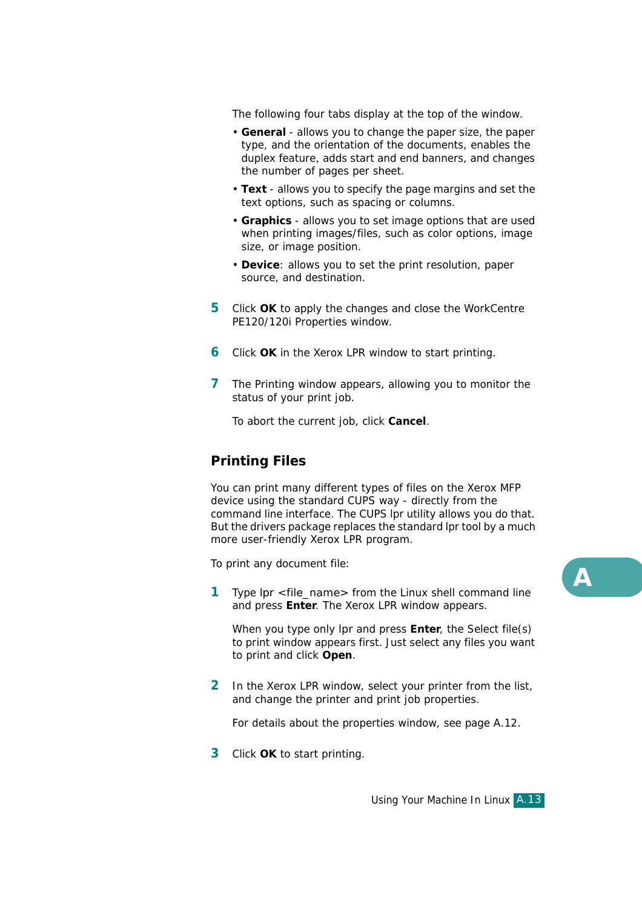The following four tabs display at the top of the window.

- **General** - allows you to change the paper size, the paper type, and the orientation of the documents, enables the duplex feature, adds start and end banners, and changes the number of pages per sheet.
- **Text** - allows you to specify the page margins and set the text options, such as spacing or columns.
- **Graphics** - allows you to set image options that are used when printing images/files, such as color options, image size, or image position.
- **Device**: allows you to set the print resolution, paper source, and destination.

5. Click **OK** to apply the changes and close the WorkCentre PE120/120i Properties window.

6. Click **OK** in the Xerox LPR window to start printing.

7. The Printing window appears, allowing you to monitor the status of your print job.

   To abort the current job, click **Cancel**.

## Printing Files

You can print many different types of files on the Xerox MFP device using the standard CUPS way - directly from the command line interface. The CUPS lpr utility allows you do that. But the drivers package replaces the standard lpr tool by a much more user-friendly Xerox LPR program.

To print any document file:

1. Type lpr <file_name> from the Linux shell command line and press **Enter**. The Xerox LPR window appears.

   When you type only lpr and press **Enter**, the Select file(s) to print window appears first. Just select any files you want to print and click **Open**.

2. In the Xerox LPR window, select your printer from the list, and change the printer and print job properties.

   For details about the properties window, see page A.12.

3. Click **OK** to start printing.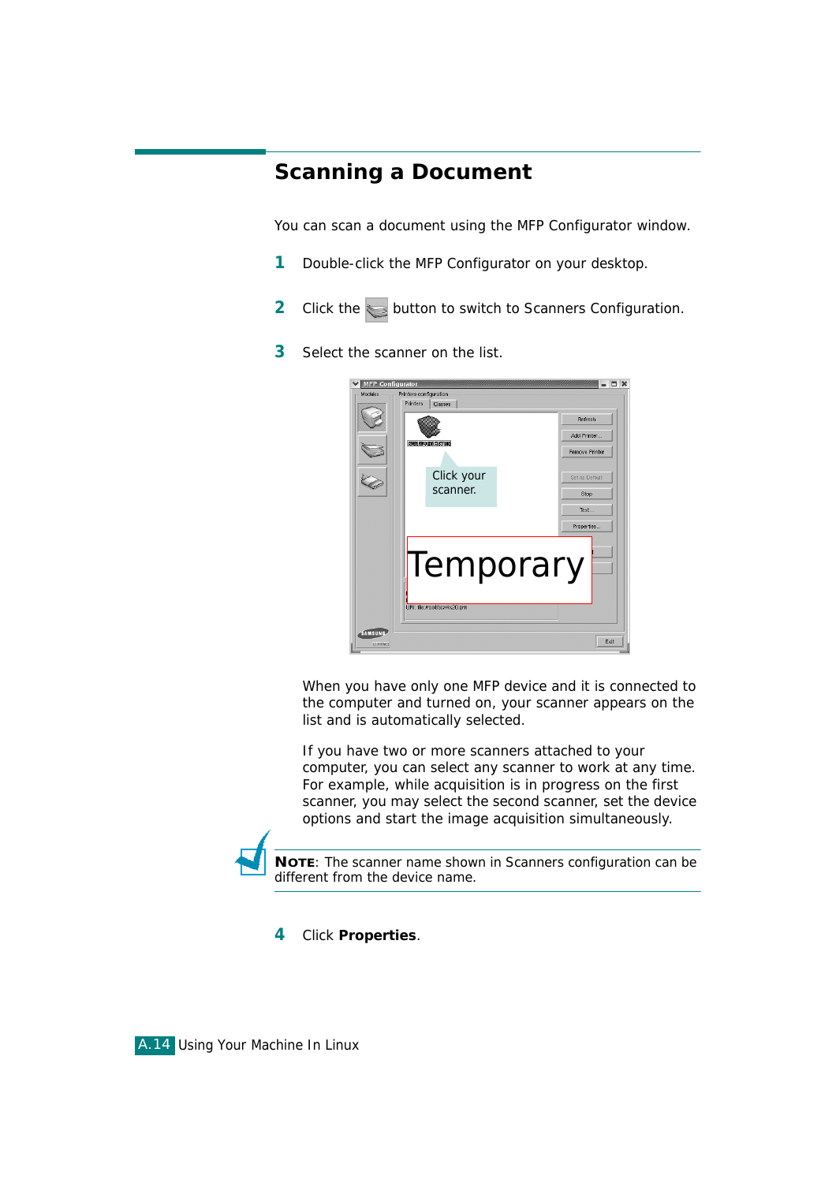## Scanning a Document

You can scan a document using the MFP Configurator window.

1. Double-click the MFP Configurator on your desktop.
2. Click the button to switch to Scanners Configuration.
3. Select the scanner on the list.

   When you have only one MFP device and it is connected to the computer and turned on, your scanner appears on the list and is automatically selected.

   If you have two or more scanners attached to your computer, you can select any scanner to work at any time. For example, while acquisition is in progress on the first scanner, you may select the second scanner, set the device options and start the image acquisition simultaneously.

**NOTE**: The scanner name shown in Scanners configuration can be different from the device name.

4. Click **Properties**.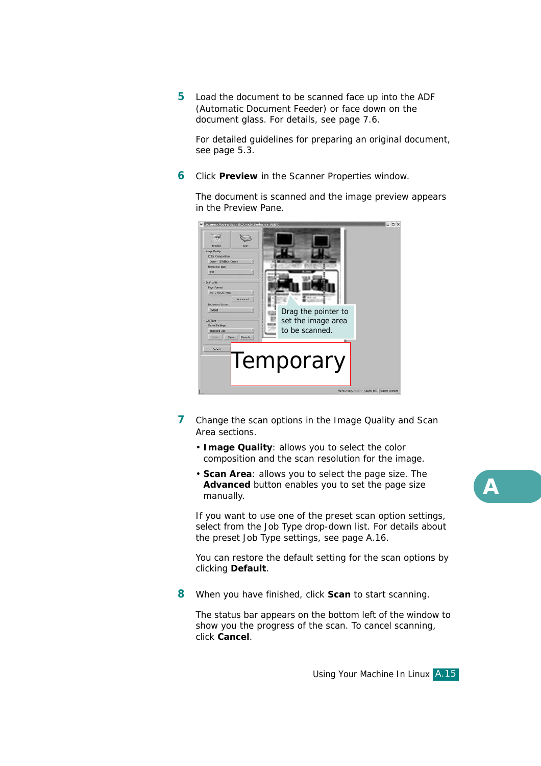5 Load the document to be scanned face up into the ADF (Automatic Document Feeder) or face down on the document glass. For details, see page 7.6.

   For detailed guidelines for preparing an original document, see page 5.3.

6 Click **Preview** in the Scanner Properties window.

   The document is scanned and the image preview appears in the Preview Pane.

   Drag the pointer to set the image area to be scanned.

7 Change the scan options in the Image Quality and Scan Area sections.

   - **Image Quality**: allows you to select the color composition and the scan resolution for the image.
   - **Scan Area**: allows you to select the page size. The **Advanced** button enables you to set the page size manually.

   If you want to use one of the preset scan option settings, select from the Job Type drop-down list. For details about the preset Job Type settings, see page A.16.

   You can restore the default setting for the scan options by clicking **Default**.

8 When you have finished, click **Scan** to start scanning.

   The status bar appears on the bottom left of the window to show you the progress of the scan. To cancel scanning, click **Cancel**.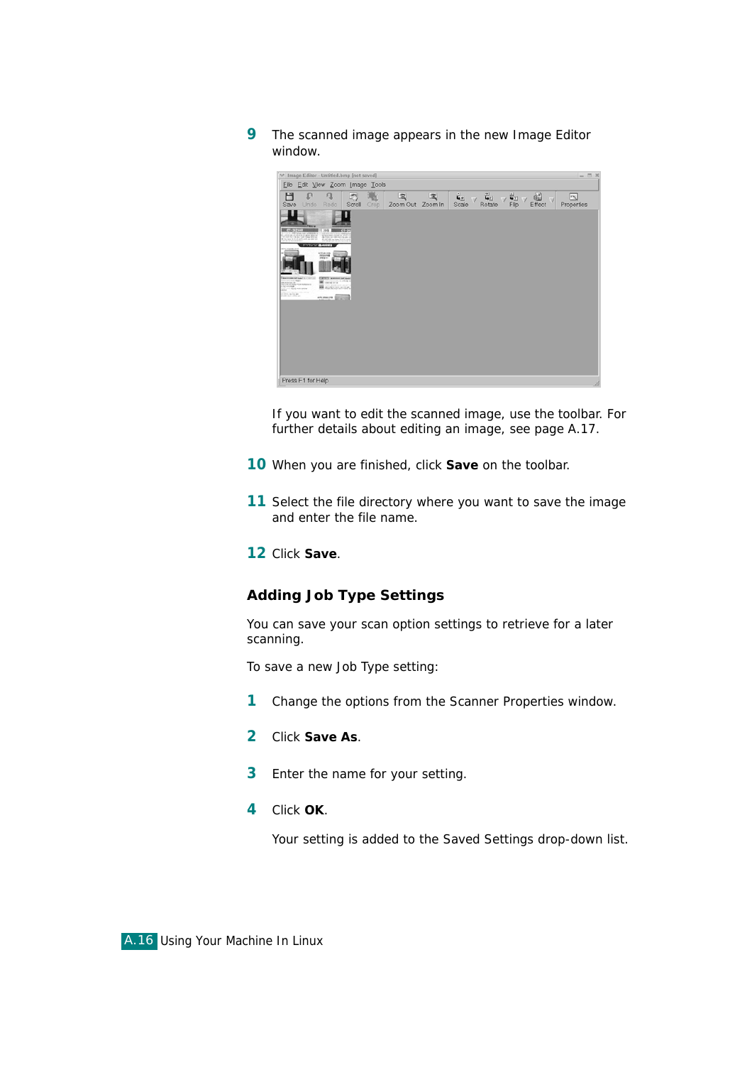9 The scanned image appears in the new Image Editor window.

If you want to edit the scanned image, use the toolbar. For further details about editing an image, see page A.17.

10 When you are finished, click **Save** on the toolbar.

11 Select the file directory where you want to save the image and enter the file name.

12 Click **Save**.

## Adding Job Type Settings

You can save your scan option settings to retrieve for a later scanning.

To save a new Job Type setting:

1 Change the options from the Scanner Properties window.

2 Click **Save As**.

3 Enter the name for your setting.

4 Click **OK**.

Your setting is added to the Saved Settings drop-down list.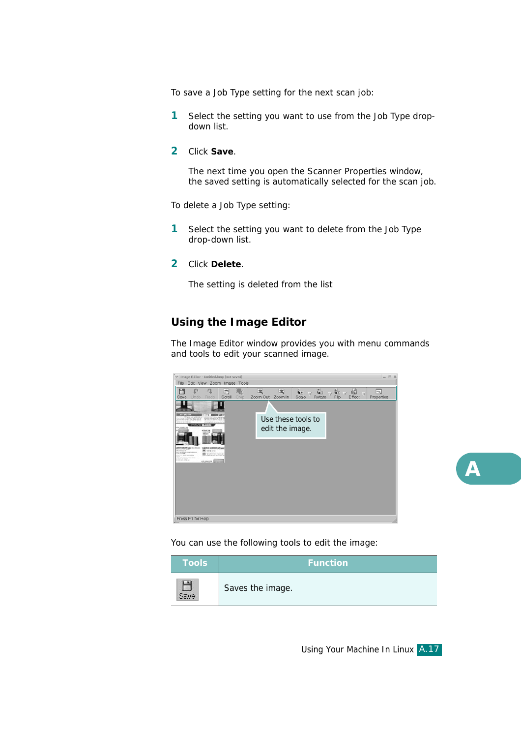To save a Job Type setting for the next scan job:

1. Select the setting you want to use from the Job Type drop-down list.
2. Click **Save**.

   The next time you open the Scanner Properties window, the saved setting is automatically selected for the scan job.

To delete a Job Type setting:

1. Select the setting you want to delete from the Job Type drop-down list.
2. Click **Delete**.

   The setting is deleted from the list

## Using the Image Editor

The Image Editor window provides you with menu commands and tools to edit your scanned image.

Use these tools to edit the image.

You can use the following tools to edit the image:

| Tools | Function |
|---|---|
| Save | Saves the image. |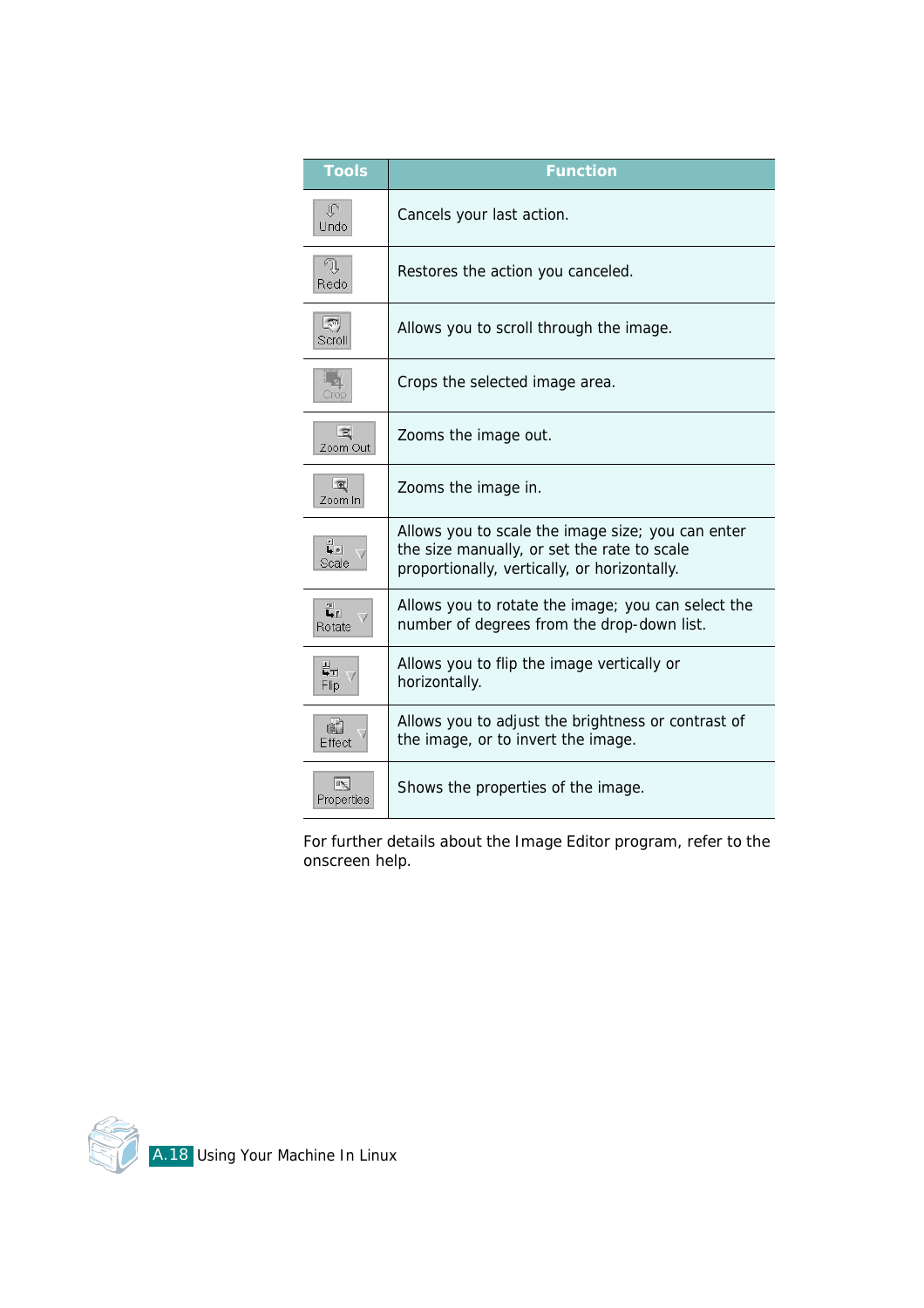| Tools | Function |
| --- | --- |
| Undo | Cancels your last action. |
| Redo | Restores the action you canceled. |
| Scroll | Allows you to scroll through the image. |
| Crop | Crops the selected image area. |
| Zoom Out | Zooms the image out. |
| Zoom In | Zooms the image in. |
| Scale | Allows you to scale the image size; you can enter the size manually, or set the rate to scale proportionally, vertically, or horizontally. |
| Rotate | Allows you to rotate the image; you can select the number of degrees from the drop-down list. |
| Flip | Allows you to flip the image vertically or horizontally. |
| Effect | Allows you to adjust the brightness or contrast of the image, or to invert the image. |
| Properties | Shows the properties of the image. |

For further details about the Image Editor program, refer to the onscreen help.